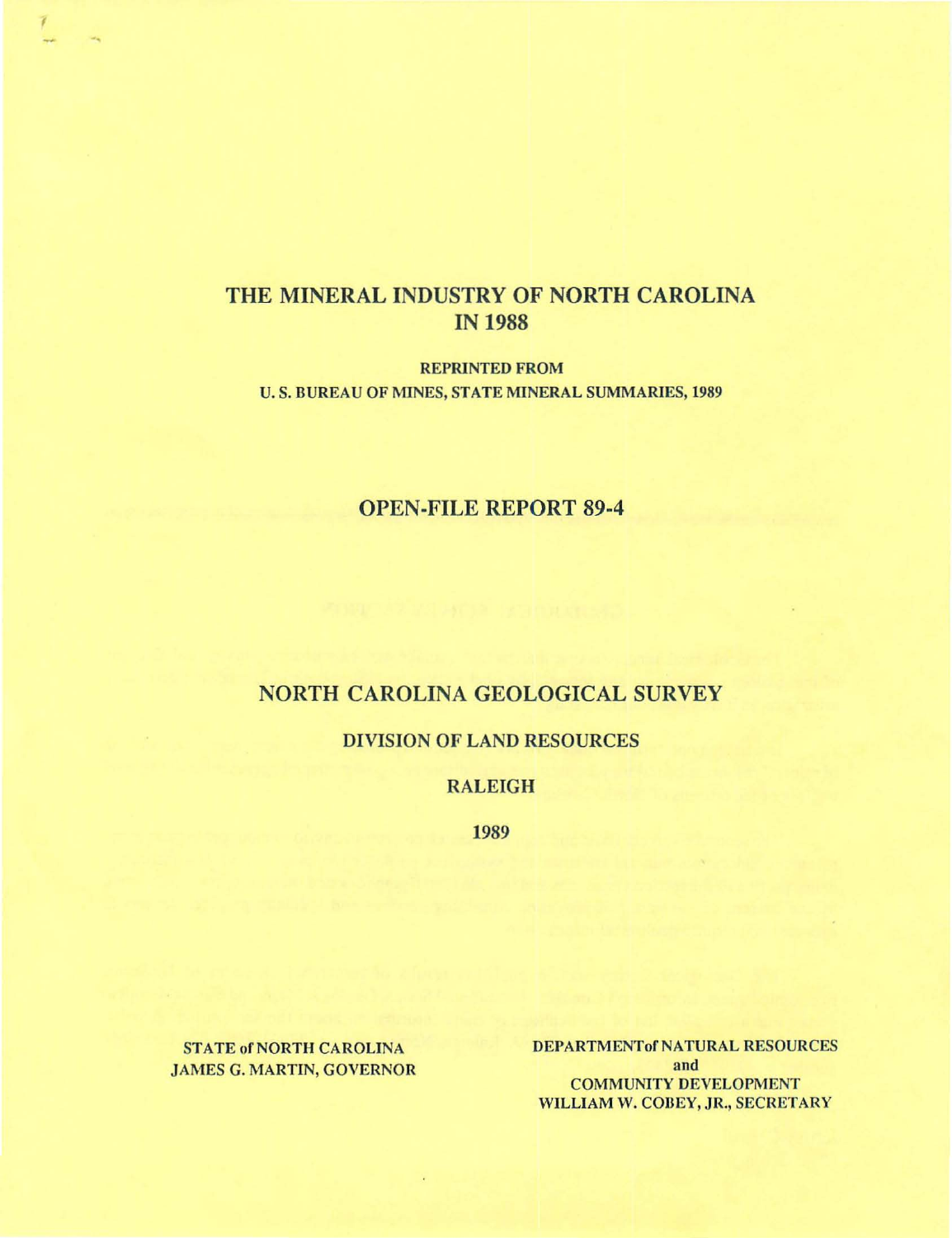# THE MINERAL INDUSTRY OF NORTH CAROLINA IN 1988

**REPRINTED FROM**
**U. S. BUREAU OF MINES, STATE MINERAL SUMMARIES, 1989**

## OPEN-FILE REPORT 89-4

## NORTH CAROLINA GEOLOGICAL SURVEY

### DIVISION OF LAND RESOURCES

### RALEIGH

**1989**

STATE of NORTH CAROLINA
JAMES G. MARTIN, GOVERNOR

DEPARTMENT of NATURAL RESOURCES
and
COMMUNITY DEVELOPMENT
WILLIAM W. COBEY, JR., SECRETARY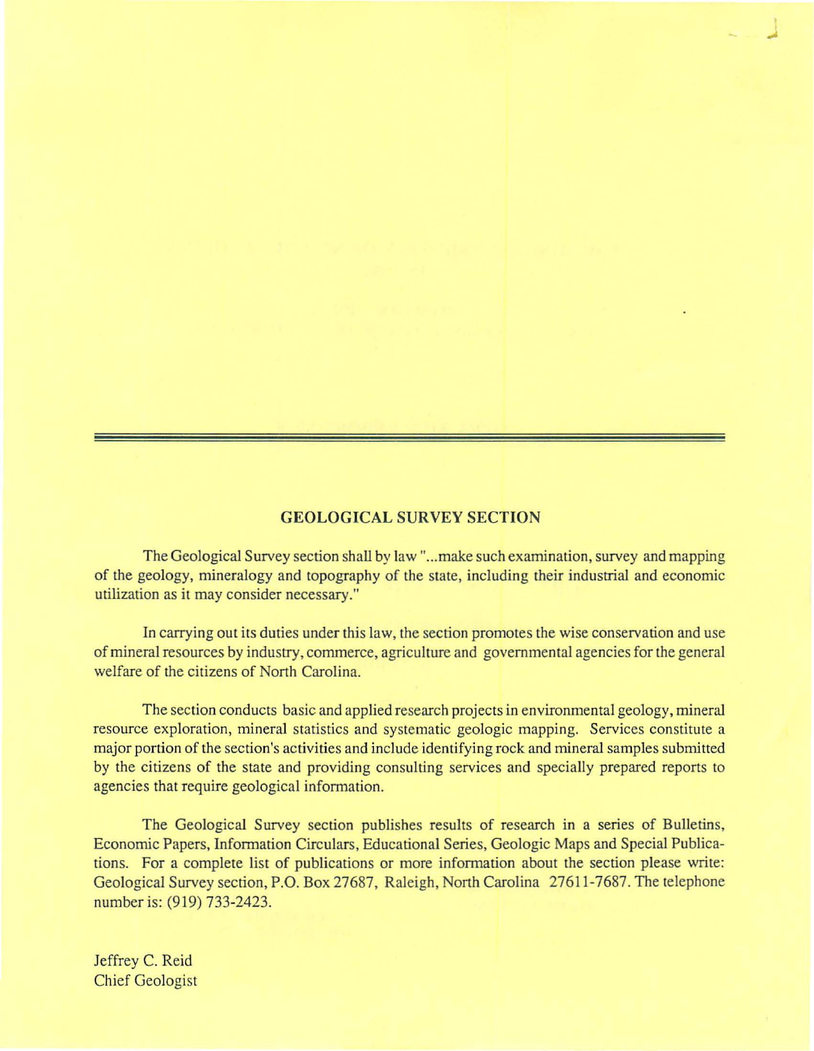## GEOLOGICAL SURVEY SECTION

The Geological Survey section shall by law "...make such examination, survey and mapping of the geology, mineralogy and topography of the state, including their industrial and economic utilization as it may consider necessary."

In carrying out its duties under this law, the section promotes the wise conservation and use of mineral resources by industry, commerce, agriculture and governmental agencies for the general welfare of the citizens of North Carolina.

The section conducts basic and applied research projects in environmental geology, mineral resource exploration, mineral statistics and systematic geologic mapping. Services constitute a major portion of the section's activities and include identifying rock and mineral samples submitted by the citizens of the state and providing consulting services and specially prepared reports to agencies that require geological information.

The Geological Survey section publishes results of research in a series of Bulletins, Economic Papers, Information Circulars, Educational Series, Geologic Maps and Special Publications. For a complete list of publications or more information about the section please write: Geological Survey section, P.O. Box 27687, Raleigh, North Carolina 27611-7687. The telephone number is: (919) 733-2423.

Jeffrey C. Reid
Chief Geologist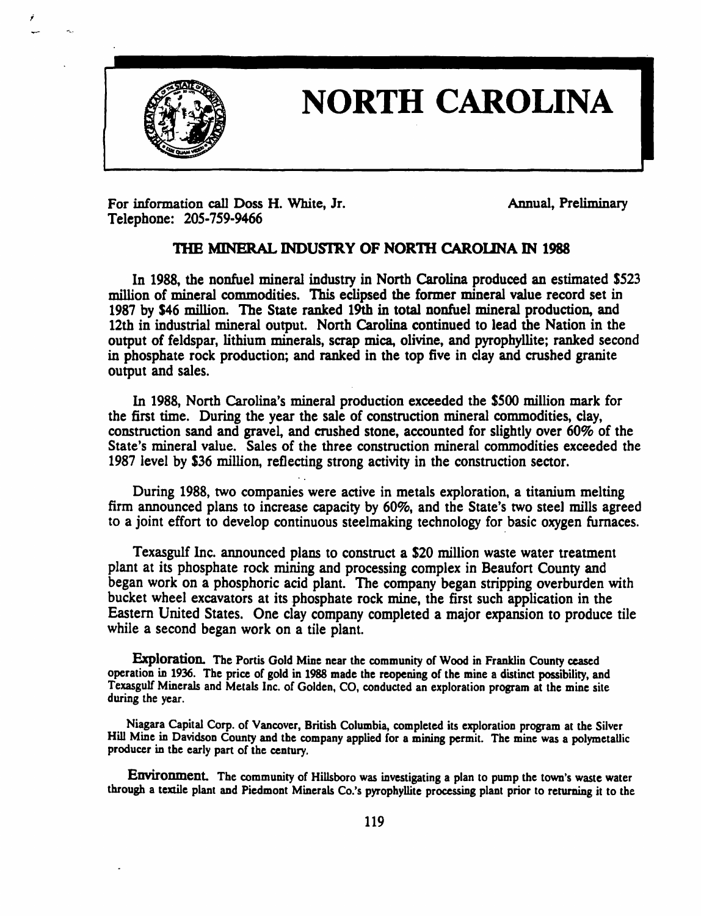# NORTH CAROLINA

For information call Doss H. White, Jr.
Telephone: 205-759-9466

Annual, Preliminary

## THE MINERAL INDUSTRY OF NORTH CAROLINA IN 1988

In 1988, the nonfuel mineral industry in North Carolina produced an estimated $523 million of mineral commodities. This eclipsed the former mineral value record set in 1987 by $46 million. The State ranked 19th in total nonfuel mineral production, and 12th in industrial mineral output. North Carolina continued to lead the Nation in the output of feldspar, lithium minerals, scrap mica, olivine, and pyrophyllite; ranked second in phosphate rock production; and ranked in the top five in clay and crushed granite output and sales.

In 1988, North Carolina's mineral production exceeded the $500 million mark for the first time. During the year the sale of construction mineral commodities, clay, construction sand and gravel, and crushed stone, accounted for slightly over 60% of the State's mineral value. Sales of the three construction mineral commodities exceeded the 1987 level by $36 million, reflecting strong activity in the construction sector.

During 1988, two companies were active in metals exploration, a titanium melting firm announced plans to increase capacity by 60%, and the State's two steel mills agreed to a joint effort to develop continuous steelmaking technology for basic oxygen furnaces.

Texasgulf Inc. announced plans to construct a $20 million waste water treatment plant at its phosphate rock mining and processing complex in Beaufort County and began work on a phosphoric acid plant. The company began stripping overburden with bucket wheel excavators at its phosphate rock mine, the first such application in the Eastern United States. One clay company completed a major expansion to produce tile while a second began work on a tile plant.

**Exploration.** The Portis Gold Mine near the community of Wood in Franklin County ceased operation in 1936. The price of gold in 1988 made the reopening of the mine a distinct possibility, and Texasgulf Minerals and Metals Inc. of Golden, CO, conducted an exploration program at the mine site during the year.

Niagara Capital Corp. of Vancouver, British Columbia, completed its exploration program at the Silver Hill Mine in Davidson County and the company applied for a mining permit. The mine was a polymetallic producer in the early part of the century.

**Environment.** The community of Hillsboro was investigating a plan to pump the town's waste water through a textile plant and Piedmont Minerals Co.'s pyrophyllite processing plant prior to returning it to the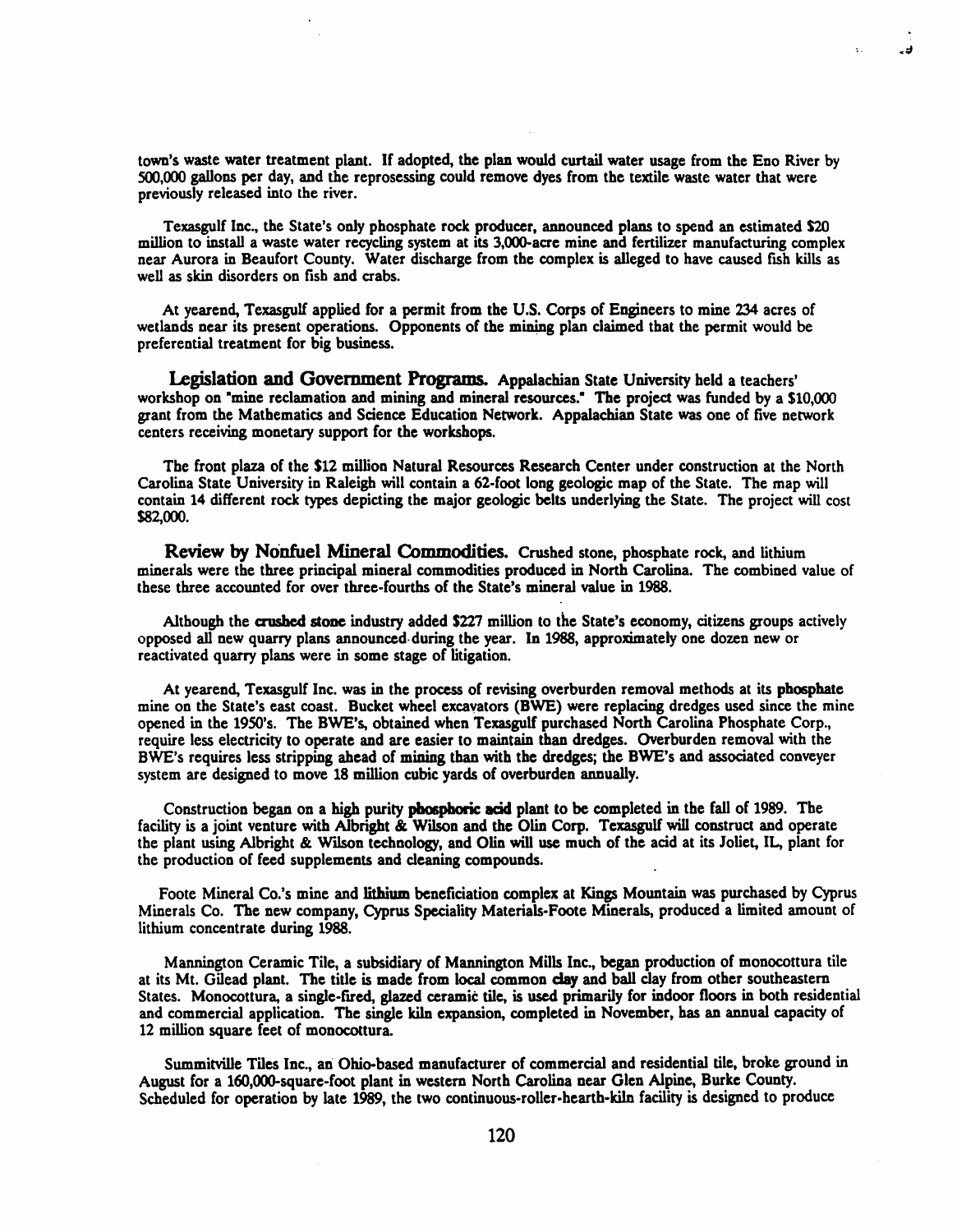town's waste water treatment plant. If adopted, the plan would curtail water usage from the Eno River by 500,000 gallons per day, and the reprosessing could remove dyes from the textile waste water that were previously released into the river.

Texasgulf Inc., the State's only phosphate rock producer, announced plans to spend an estimated $20 million to install a waste water recycling system at its 3,000-acre mine and fertilizer manufacturing complex near Aurora in Beaufort County. Water discharge from the complex is alleged to have caused fish kills as well as skin disorders on fish and crabs.

At yearend, Texasgulf applied for a permit from the U.S. Corps of Engineers to mine 234 acres of wetlands near its present operations. Opponents of the mining plan claimed that the permit would be preferential treatment for big business.

**Legislation and Government Programs.** Appalachian State University held a teachers' workshop on "mine reclamation and mining and mineral resources." The project was funded by a $10,000 grant from the Mathematics and Science Education Network. Appalachian State was one of five network centers receiving monetary support for the workshops.

The front plaza of the $12 million Natural Resources Research Center under construction at the North Carolina State University in Raleigh will contain a 62-foot long geologic map of the State. The map will contain 14 different rock types depicting the major geologic belts underlying the State. The project will cost $82,000.

**Review by Nonfuel Mineral Commodities.** Crushed stone, phosphate rock, and lithium minerals were the three principal mineral commodities produced in North Carolina. The combined value of these three accounted for over three-fourths of the State's mineral value in 1988.

Although the **crushed stone** industry added $227 million to the State's economy, citizens groups actively opposed all new quarry plans announced during the year. In 1988, approximately one dozen new or reactivated quarry plans were in some stage of litigation.

At yearend, Texasgulf Inc. was in the process of revising overburden removal methods at its **phosphate** mine on the State's east coast. Bucket wheel excavators (BWE) were replacing dredges used since the mine opened in the 1950's. The BWE's, obtained when Texasgulf purchased North Carolina Phosphate Corp., require less electricity to operate and are easier to maintain than dredges. Overburden removal with the BWE's requires less stripping ahead of mining than with the dredges; the BWE's and associated conveyer system are designed to move 18 million cubic yards of overburden annually.

Construction began on a **high purity phosphoric acid** plant to be completed in the fall of 1989. The facility is a joint venture with Albright & Wilson and the Olin Corp. Texasgulf will construct and operate the plant using Albright & Wilson technology, and Olin will use much of the acid at its Joliet, IL, plant for the production of feed supplements and cleaning compounds.

Foote Mineral Co.'s mine and **lithium** beneficiation complex at Kings Mountain was purchased by Cyprus Minerals Co. The new company, Cyprus Speciality Materials-Foote Minerals, produced a limited amount of lithium concentrate during 1988.

Mannington Ceramic Tile, a subsidiary of Mannington Mills Inc., began production of monocottura tile at its Mt. Gilead plant. The title is made from local common **clay** and ball clay from other southeastern States. Monocottura, a single-fired, glazed ceramic tile, is used primarily for indoor floors in both residential and commercial application. The single kiln expansion, completed in November, has an annual capacity of 12 million square feet of monocottura.

Summitville Tiles Inc., an Ohio-based manufacturer of commercial and residential tile, broke ground in August for a 160,000-square-foot plant in western North Carolina near Glen Alpine, Burke County. Scheduled for operation by late 1989, the two continuous-roller-hearth-kiln facility is designed to produce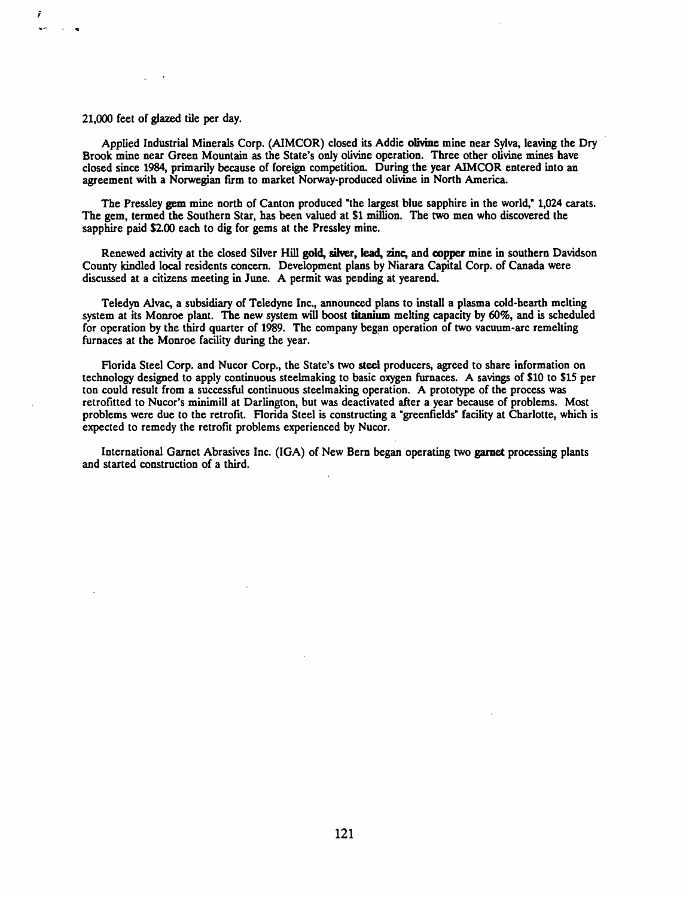21,000 feet of glazed tile per day.

Applied Industrial Minerals Corp. (AIMCOR) closed its Addie **olivine** mine near Sylva, leaving the Dry Brook mine near Green Mountain as the State's only olivine operation. Three other olivine mines have closed since 1984, primarily because of foreign competition. During the year AIMCOR entered into an agreement with a Norwegian firm to market Norway-produced olivine in North America.

The Pressley **gem** mine north of Canton produced "the largest blue sapphire in the world," 1,024 carats. The gem, termed the Southern Star, has been valued at $1 million. The two men who discovered the sapphire paid $2.00 each to dig for gems at the Pressley mine.

Renewed activity at the closed Silver Hill **gold, silver, lead, zinc,** and **copper** mine in southern Davidson County kindled local residents concern. Development plans by Niarara Capital Corp. of Canada were discussed at a citizens meeting in June. A permit was pending at yearend.

Teledyn Alvac, a subsidiary of Teledyne Inc., announced plans to install a plasma cold-hearth melting system at its Monroe plant. The new system will boost **titanium** melting capacity by 60%, and is scheduled for operation by the third quarter of 1989. The company began operation of two vacuum-arc remelting furnaces at the Monroe facility during the year.

Florida Steel Corp. and Nucor Corp., the State's two **steel** producers, agreed to share information on technology designed to apply continuous steelmaking to basic oxygen furnaces. A savings of $10 to $15 per ton could result from a successful continuous steelmaking operation. A prototype of the process was retrofitted to Nucor's minimill at Darlington, but was deactivated after a year because of problems. Most problems were due to the retrofit. Florida Steel is constructing a "greenfields" facility at Charlotte, which is expected to remedy the retrofit problems experienced by Nucor.

International Garnet Abrasives Inc. (IGA) of New Bern began operating two **garnet** processing plants and started construction of a third.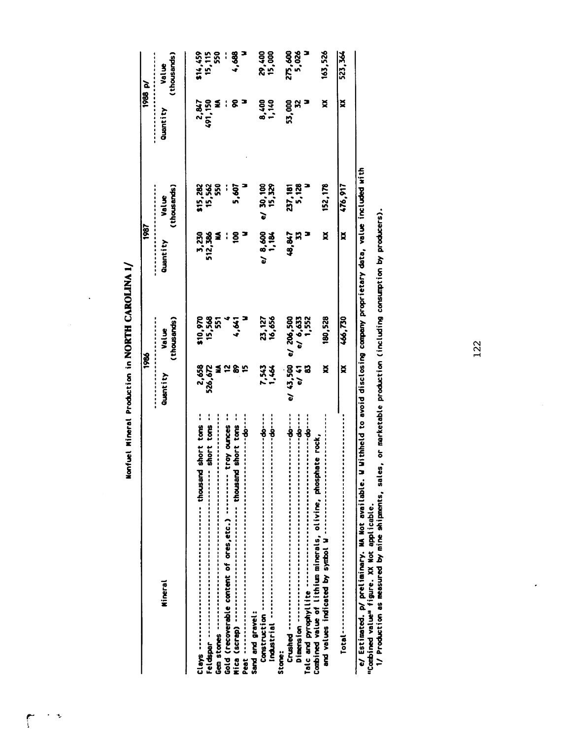# Nonfuel Mineral Production in NORTH CAROLINA 1/

| Mineral | | 1986 | | 1987 | | 1988 p/ | |
|---|---|---|---|---|---|---|---|
| | | Quantity | Value (thousands) | Quantity | Value (thousands) | Quantity | Value (thousands) |
| Clays | thousand short tons | 2,658 | $10,970 | 3,230 | $15,282 | 2,847 | $14,459 |
| Feldspar | short tons | 526,672 | 15,568 | 512,386 | 15,562 | 491,150 | 15,115 |
| Gem stones | | NA | 551 | NA | 550 | NA | 550 |
| Gold (recoverable content of ores,etc.) | troy ounces | 12 | 4 | -- | -- | -- | -- |
| Mica (scrap) | thousand short tons | 89 | 4,641 | 100 | 5,607 | 90 | 4,688 |
| Peat | -do- | 15 | W | W | W | W | W |
| Sand and gravel: | | | | | | | |
| Construction | -do- | 7,543 | 23,127 | e/ 8,600 | e/ 30,100 | 8,400 | 29,400 |
| Industrial | -do- | 1,464 | 16,656 | 1,184 | 15,329 | 1,140 | 15,000 |
| Stone: | | | | | | | |
| Crushed | -do- | e/ 43,500 | e/ 206,500 | 48,847 | 237,181 | 53,000 | 275,600 |
| Dimension | -do- | e/ 41 | e/ 6,633 | 33 | 5,128 | 32 | 5,026 |
| Talc and pyrophyllite | -do- | 83 | 1,552 | W | W | W | W |
| Combined value of lithium minerals, olivine, phosphate rock, and values indicated by symbol W | | XX | 180,528 | XX | 152,178 | XX | 163,526 |
| Total | | XX | 466,730 | XX | 476,917 | XX | 523,364 |

e/ Estimated. p/ Preliminary. NA Not available. W Withheld to avoid disclosing company proprietary data, value included with "Combined value" figure. XX Not applicable.

1/ Production as measured by mine shipments, sales, or marketable production (including consumption by producers).